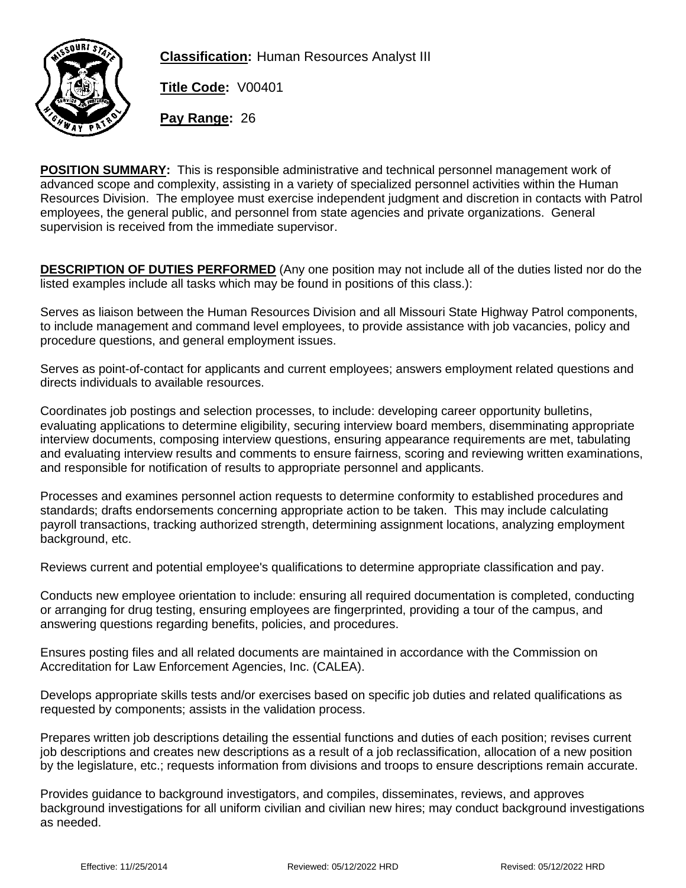**Classification:** Human Resources Analyst III

**Title Code:** V00401

**Pay Range:** 26

**POSITION SUMMARY:** This is responsible administrative and technical personnel management work of advanced scope and complexity, assisting in a variety of specialized personnel activities within the Human Resources Division. The employee must exercise independent judgment and discretion in contacts with Patrol employees, the general public, and personnel from state agencies and private organizations. General supervision is received from the immediate supervisor.

**DESCRIPTION OF DUTIES PERFORMED** (Any one position may not include all of the duties listed nor do the listed examples include all tasks which may be found in positions of this class.):

Serves as liaison between the Human Resources Division and all Missouri State Highway Patrol components, to include management and command level employees, to provide assistance with job vacancies, policy and procedure questions, and general employment issues.

Serves as point-of-contact for applicants and current employees; answers employment related questions and directs individuals to available resources.

Coordinates job postings and selection processes, to include: developing career opportunity bulletins, evaluating applications to determine eligibility, securing interview board members, disemminating appropriate interview documents, composing interview questions, ensuring appearance requirements are met, tabulating and evaluating interview results and comments to ensure fairness, scoring and reviewing written examinations, and responsible for notification of results to appropriate personnel and applicants.

Processes and examines personnel action requests to determine conformity to established procedures and standards; drafts endorsements concerning appropriate action to be taken. This may include calculating payroll transactions, tracking authorized strength, determining assignment locations, analyzing employment background, etc.

Reviews current and potential employee's qualifications to determine appropriate classification and pay.

Conducts new employee orientation to include: ensuring all required documentation is completed, conducting or arranging for drug testing, ensuring employees are fingerprinted, providing a tour of the campus, and answering questions regarding benefits, policies, and procedures.

Ensures posting files and all related documents are maintained in accordance with the Commission on Accreditation for Law Enforcement Agencies, Inc. (CALEA).

Develops appropriate skills tests and/or exercises based on specific job duties and related qualifications as requested by components; assists in the validation process.

Prepares written job descriptions detailing the essential functions and duties of each position; revises current job descriptions and creates new descriptions as a result of a job reclassification, allocation of a new position by the legislature, etc.; requests information from divisions and troops to ensure descriptions remain accurate.

Provides guidance to background investigators, and compiles, disseminates, reviews, and approves background investigations for all uniform civilian and civilian new hires; may conduct background investigations as needed.

Effective: 11//25/2014 Reviewed: 05/12/2022 HRD Revised: 05/12/2022 HRD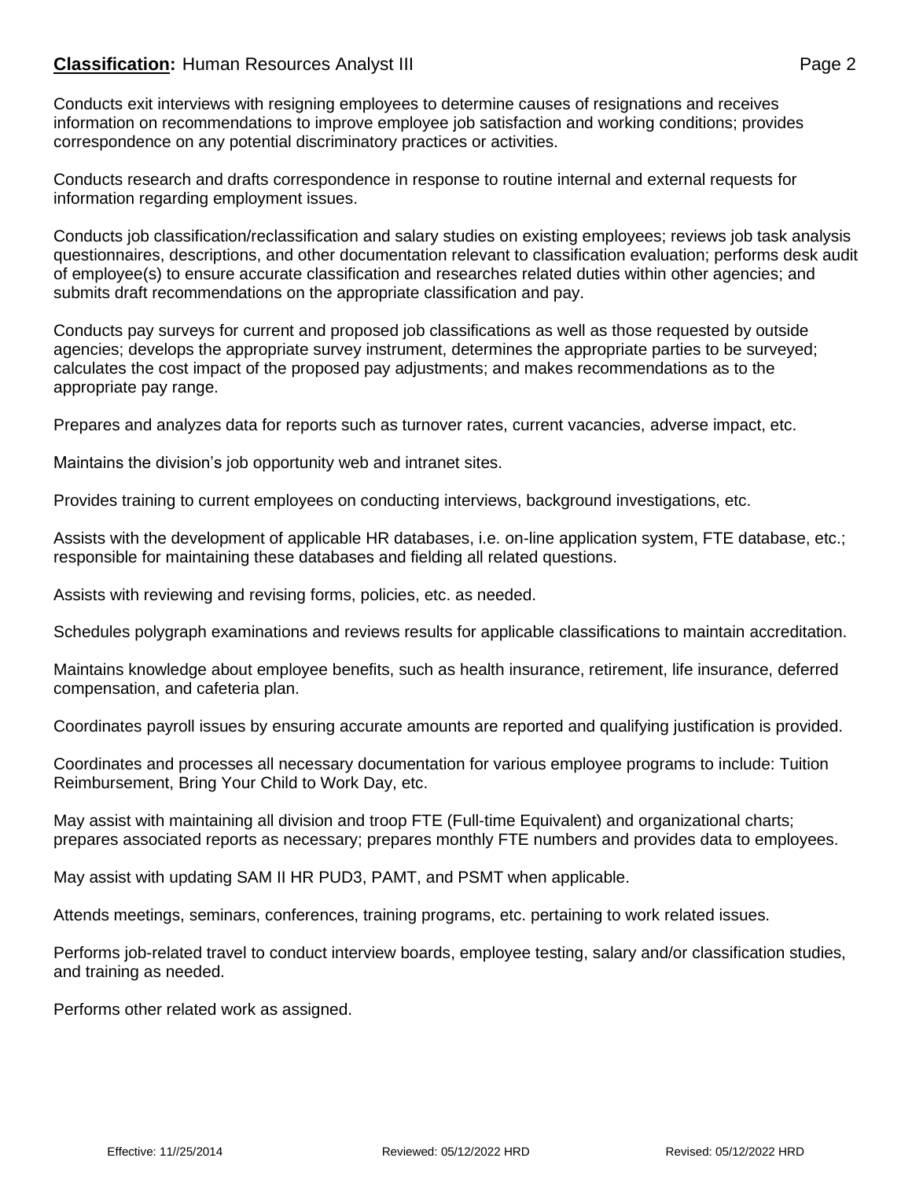Conducts exit interviews with resigning employees to determine causes of resignations and receives information on recommendations to improve employee job satisfaction and working conditions; provides correspondence on any potential discriminatory practices or activities.

Conducts research and drafts correspondence in response to routine internal and external requests for information regarding employment issues.

Conducts job classification/reclassification and salary studies on existing employees; reviews job task analysis questionnaires, descriptions, and other documentation relevant to classification evaluation; performs desk audit of employee(s) to ensure accurate classification and researches related duties within other agencies; and submits draft recommendations on the appropriate classification and pay.

Conducts pay surveys for current and proposed job classifications as well as those requested by outside agencies; develops the appropriate survey instrument, determines the appropriate parties to be surveyed; calculates the cost impact of the proposed pay adjustments; and makes recommendations as to the appropriate pay range.

Prepares and analyzes data for reports such as turnover rates, current vacancies, adverse impact, etc.

Maintains the division's job opportunity web and intranet sites.

Provides training to current employees on conducting interviews, background investigations, etc.

Assists with the development of applicable HR databases, i.e. on-line application system, FTE database, etc.; responsible for maintaining these databases and fielding all related questions.

Assists with reviewing and revising forms, policies, etc. as needed.

Schedules polygraph examinations and reviews results for applicable classifications to maintain accreditation.

Maintains knowledge about employee benefits, such as health insurance, retirement, life insurance, deferred compensation, and cafeteria plan.

Coordinates payroll issues by ensuring accurate amounts are reported and qualifying justification is provided.

Coordinates and processes all necessary documentation for various employee programs to include: Tuition Reimbursement, Bring Your Child to Work Day, etc.

May assist with maintaining all division and troop FTE (Full-time Equivalent) and organizational charts; prepares associated reports as necessary; prepares monthly FTE numbers and provides data to employees.

May assist with updating SAM II HR PUD3, PAMT, and PSMT when applicable.

Attends meetings, seminars, conferences, training programs, etc. pertaining to work related issues.

Performs job-related travel to conduct interview boards, employee testing, salary and/or classification studies, and training as needed.

Performs other related work as assigned.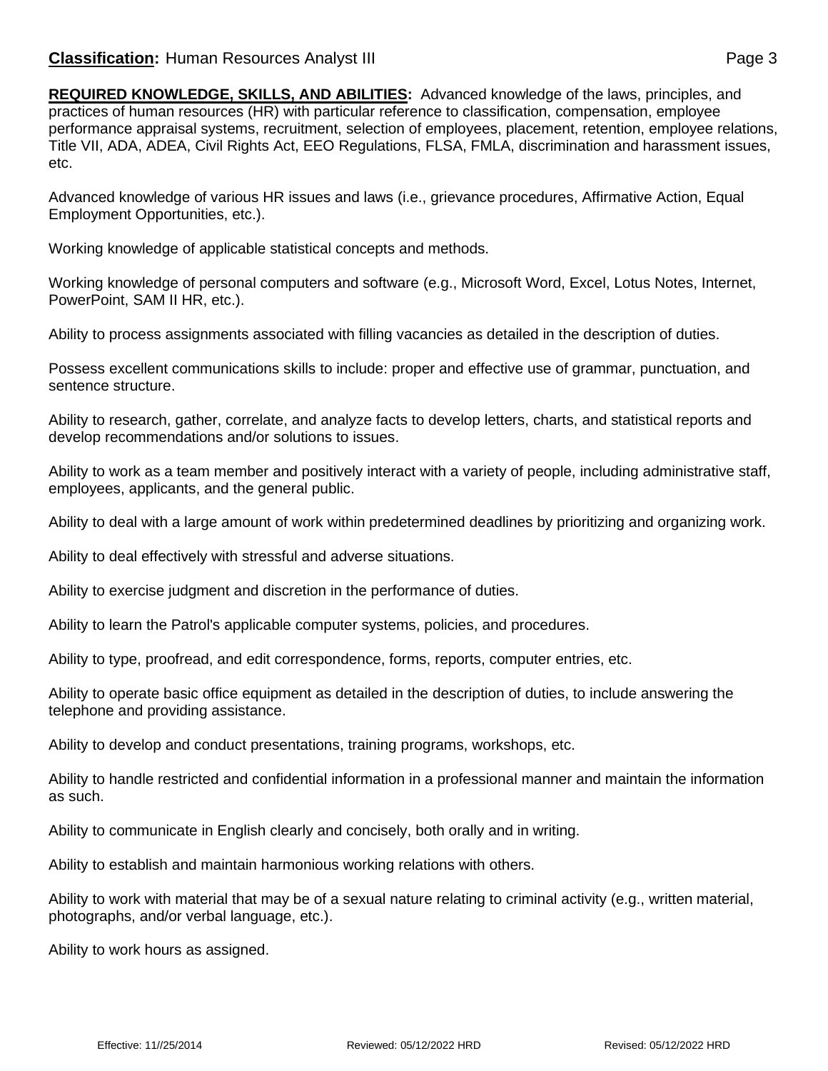**REQUIRED KNOWLEDGE, SKILLS, AND ABILITIES:** Advanced knowledge of the laws, principles, and practices of human resources (HR) with particular reference to classification, compensation, employee performance appraisal systems, recruitment, selection of employees, placement, retention, employee relations, Title VII, ADA, ADEA, Civil Rights Act, EEO Regulations, FLSA, FMLA, discrimination and harassment issues, etc.

Advanced knowledge of various HR issues and laws (i.e., grievance procedures, Affirmative Action, Equal Employment Opportunities, etc.).

Working knowledge of applicable statistical concepts and methods.

Working knowledge of personal computers and software (e.g., Microsoft Word, Excel, Lotus Notes, Internet, PowerPoint, SAM II HR, etc.).

Ability to process assignments associated with filling vacancies as detailed in the description of duties.

Possess excellent communications skills to include: proper and effective use of grammar, punctuation, and sentence structure.

Ability to research, gather, correlate, and analyze facts to develop letters, charts, and statistical reports and develop recommendations and/or solutions to issues.

Ability to work as a team member and positively interact with a variety of people, including administrative staff, employees, applicants, and the general public.

Ability to deal with a large amount of work within predetermined deadlines by prioritizing and organizing work.

Ability to deal effectively with stressful and adverse situations.

Ability to exercise judgment and discretion in the performance of duties.

Ability to learn the Patrol's applicable computer systems, policies, and procedures.

Ability to type, proofread, and edit correspondence, forms, reports, computer entries, etc.

Ability to operate basic office equipment as detailed in the description of duties, to include answering the telephone and providing assistance.

Ability to develop and conduct presentations, training programs, workshops, etc.

Ability to handle restricted and confidential information in a professional manner and maintain the information as such.

Ability to communicate in English clearly and concisely, both orally and in writing.

Ability to establish and maintain harmonious working relations with others.

Ability to work with material that may be of a sexual nature relating to criminal activity (e.g., written material, photographs, and/or verbal language, etc.).

Ability to work hours as assigned.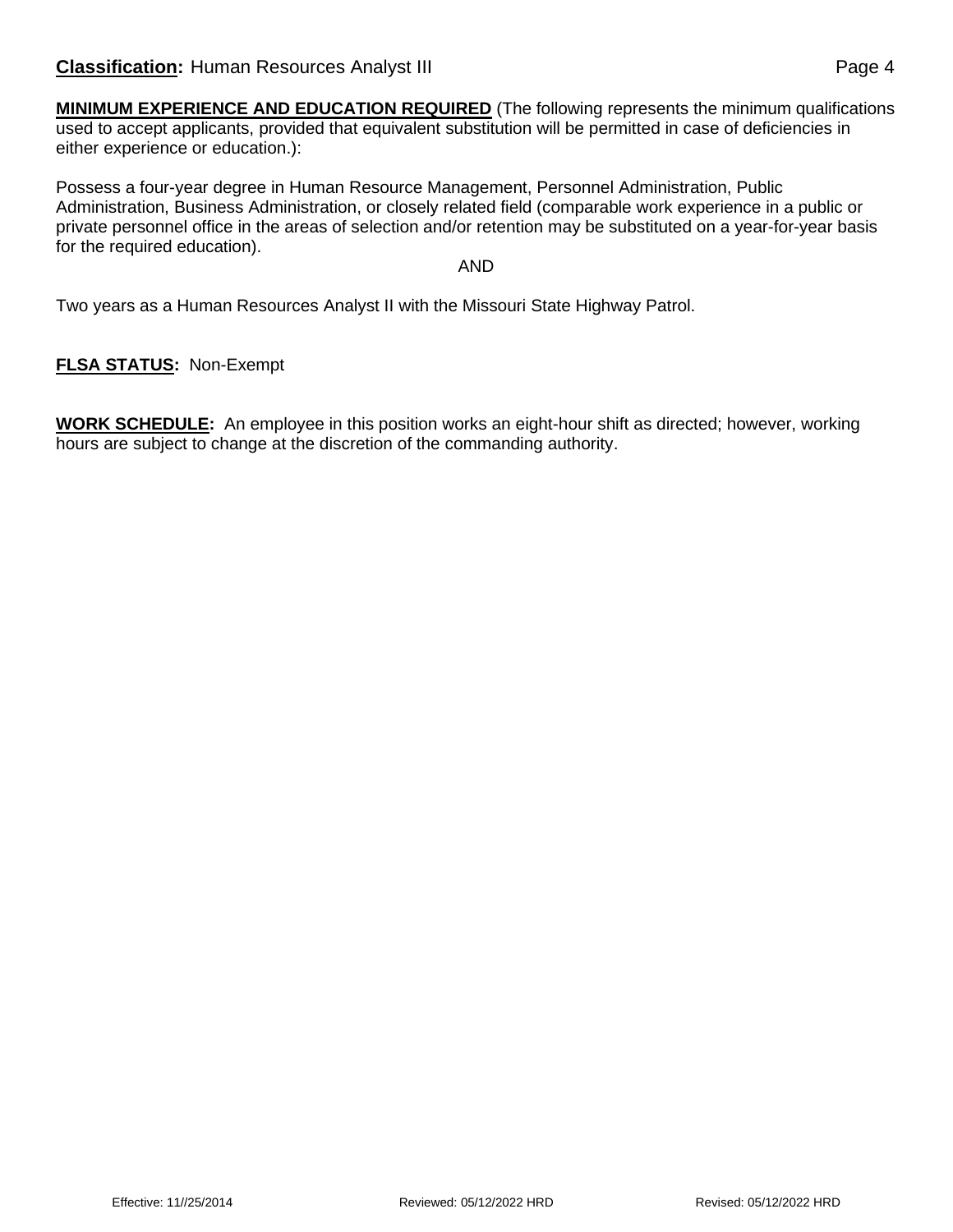**MINIMUM EXPERIENCE AND EDUCATION REQUIRED** (The following represents the minimum qualifications used to accept applicants, provided that equivalent substitution will be permitted in case of deficiencies in either experience or education.):

Possess a four-year degree in Human Resource Management, Personnel Administration, Public Administration, Business Administration, or closely related field (comparable work experience in a public or private personnel office in the areas of selection and/or retention may be substituted on a year-for-year basis for the required education).

AND

Two years as a Human Resources Analyst II with the Missouri State Highway Patrol.

**FLSA STATUS:** Non-Exempt

**WORK SCHEDULE:** An employee in this position works an eight-hour shift as directed; however, working hours are subject to change at the discretion of the commanding authority.

Effective: 11//25/2014 Reviewed: 05/12/2022 HRD Revised: 05/12/2022 HRD